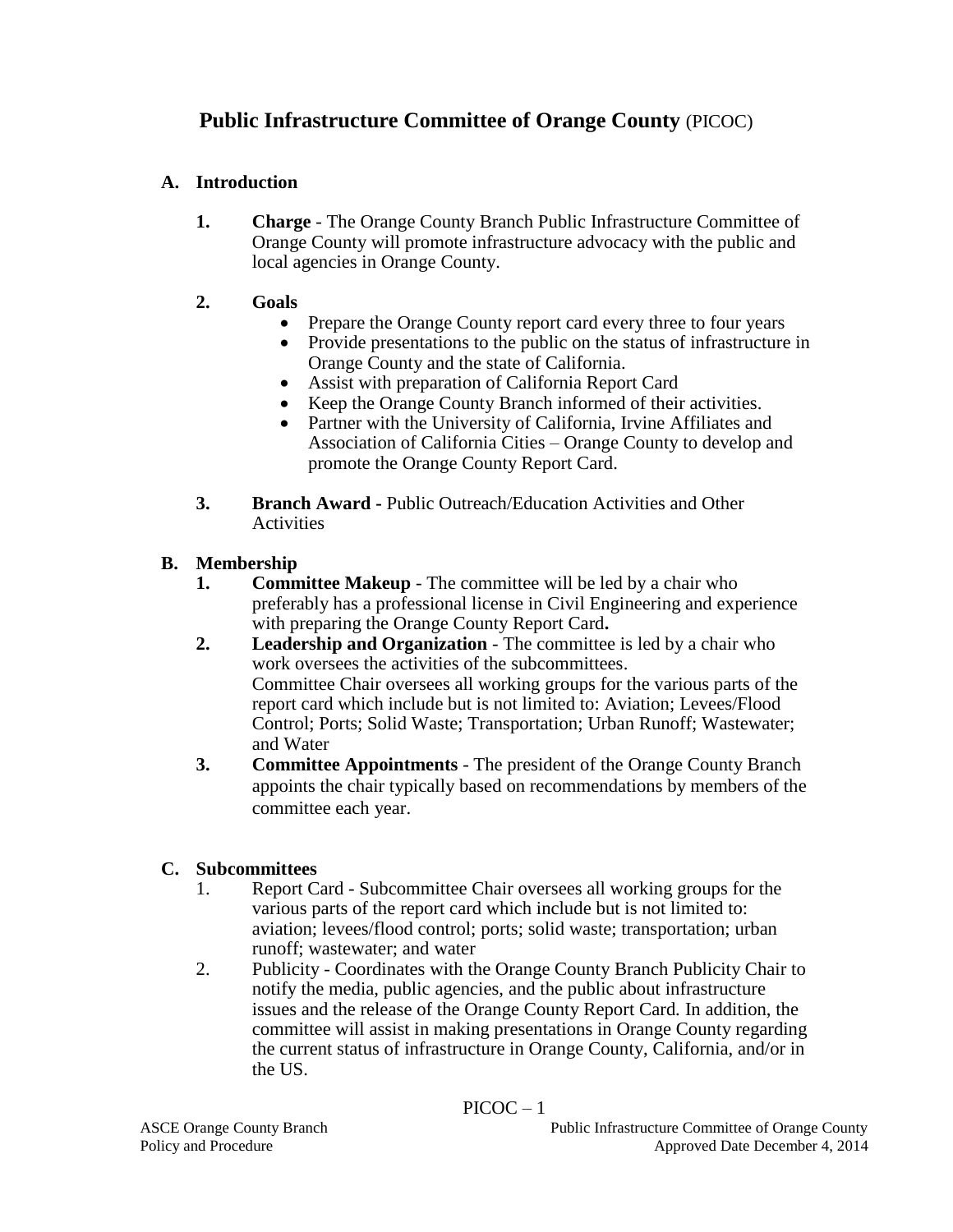# **Public Infrastructure Committee of Orange County** (PICOC)

## A. Introduction

1. **Charge** - The Orange County Branch Public Infrastructure Committee of Orange County will promote infrastructure advocacy with the public and local agencies in Orange County.

2. **Goals**
   - Prepare the Orange County report card every three to four years
   - Provide presentations to the public on the status of infrastructure in Orange County and the state of California.
   - Assist with preparation of California Report Card
   - Keep the Orange County Branch informed of their activities.
   - Partner with the University of California, Irvine Affiliates and Association of California Cities – Orange County to develop and promote the Orange County Report Card.

3. **Branch Award -** Public Outreach/Education Activities and Other Activities

## B. Membership

1. **Committee Makeup** - The committee will be led by a chair who preferably has a professional license in Civil Engineering and experience with preparing the Orange County Report Card**.**
2. **Leadership and Organization** - The committee is led by a chair who work oversees the activities of the subcommittees.
   Committee Chair oversees all working groups for the various parts of the report card which include but is not limited to: Aviation; Levees/Flood Control; Ports; Solid Waste; Transportation; Urban Runoff; Wastewater; and Water
3. **Committee Appointments** - The president of the Orange County Branch appoints the chair typically based on recommendations by members of the committee each year.

## C. Subcommittees

1. Report Card - Subcommittee Chair oversees all working groups for the various parts of the report card which include but is not limited to: aviation; levees/flood control; ports; solid waste; transportation; urban runoff; wastewater; and water
2. Publicity - Coordinates with the Orange County Branch Publicity Chair to notify the media, public agencies, and the public about infrastructure issues and the release of the Orange County Report Card. In addition, the committee will assist in making presentations in Orange County regarding the current status of infrastructure in Orange County, California, and/or in the US.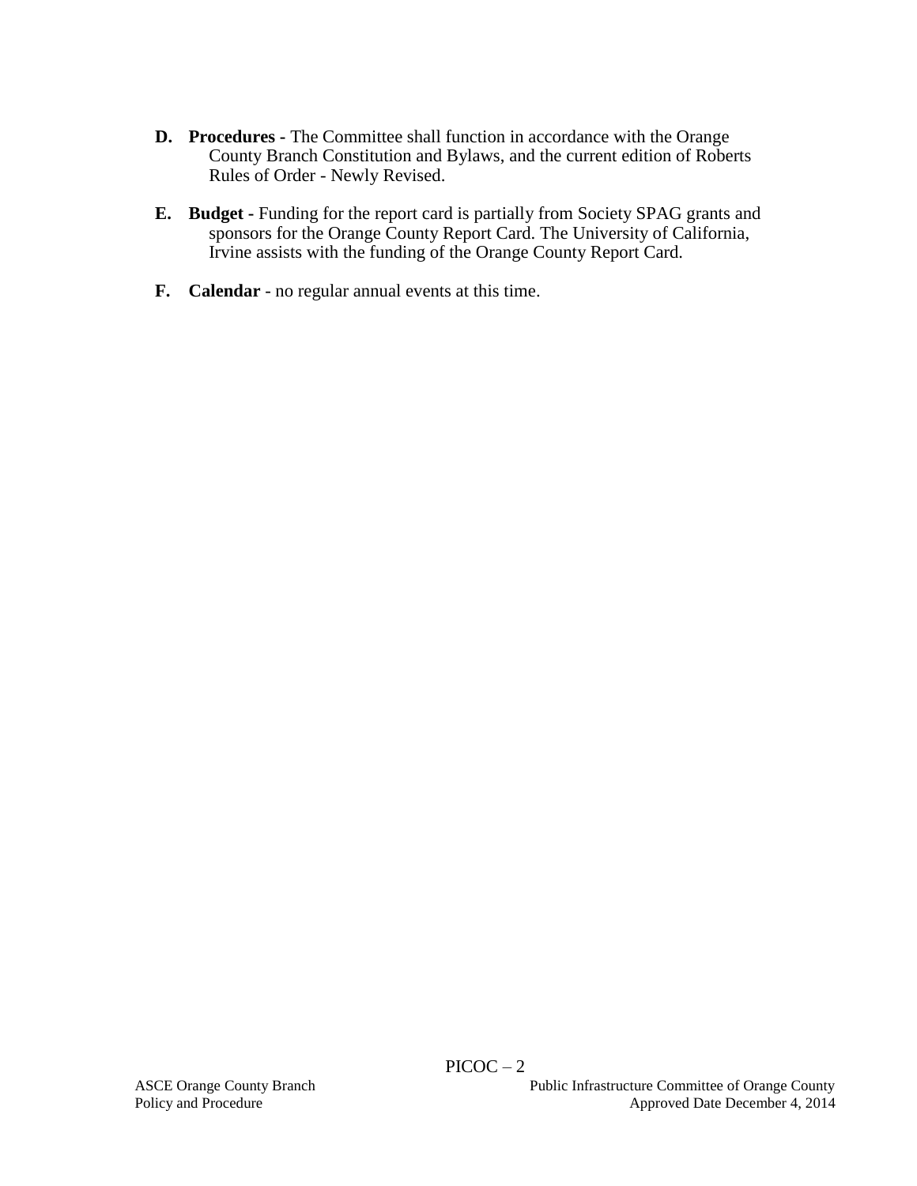**D. Procedures -** The Committee shall function in accordance with the Orange County Branch Constitution and Bylaws, and the current edition of Roberts Rules of Order - Newly Revised.

**E. Budget -** Funding for the report card is partially from Society SPAG grants and sponsors for the Orange County Report Card. The University of California, Irvine assists with the funding of the Orange County Report Card.

**F. Calendar** - no regular annual events at this time.